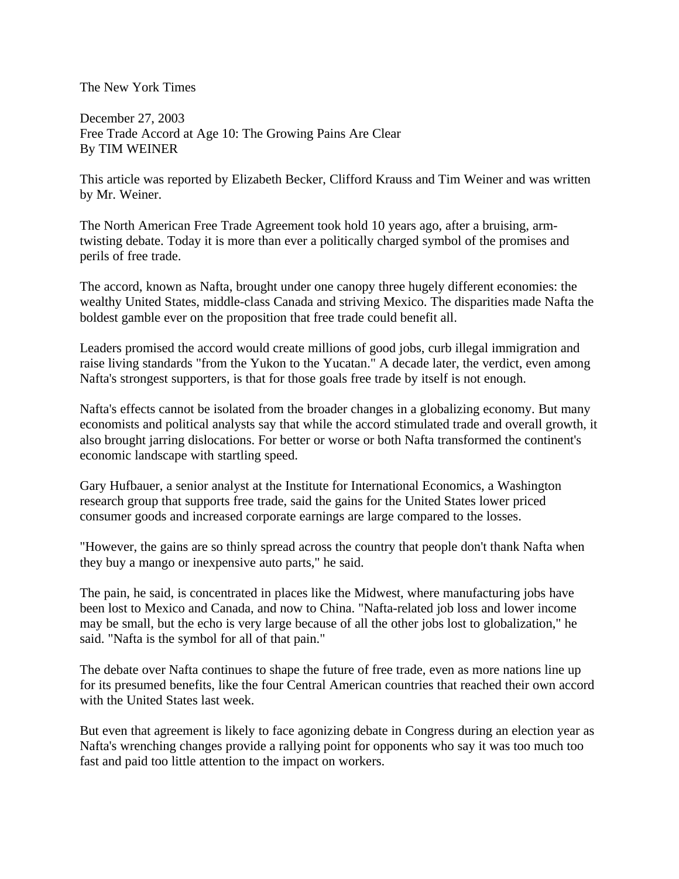The New York Times

December 27, 2003
Free Trade Accord at Age 10: The Growing Pains Are Clear
By TIM WEINER

This article was reported by Elizabeth Becker, Clifford Krauss and Tim Weiner and was written by Mr. Weiner.

The North American Free Trade Agreement took hold 10 years ago, after a bruising, arm-twisting debate. Today it is more than ever a politically charged symbol of the promises and perils of free trade.

The accord, known as Nafta, brought under one canopy three hugely different economies: the wealthy United States, middle-class Canada and striving Mexico. The disparities made Nafta the boldest gamble ever on the proposition that free trade could benefit all.

Leaders promised the accord would create millions of good jobs, curb illegal immigration and raise living standards "from the Yukon to the Yucatan." A decade later, the verdict, even among Nafta's strongest supporters, is that for those goals free trade by itself is not enough.

Nafta's effects cannot be isolated from the broader changes in a globalizing economy. But many economists and political analysts say that while the accord stimulated trade and overall growth, it also brought jarring dislocations. For better or worse or both Nafta transformed the continent's economic landscape with startling speed.

Gary Hufbauer, a senior analyst at the Institute for International Economics, a Washington research group that supports free trade, said the gains for the United States lower priced consumer goods and increased corporate earnings are large compared to the losses.

"However, the gains are so thinly spread across the country that people don't thank Nafta when they buy a mango or inexpensive auto parts," he said.

The pain, he said, is concentrated in places like the Midwest, where manufacturing jobs have been lost to Mexico and Canada, and now to China. "Nafta-related job loss and lower income may be small, but the echo is very large because of all the other jobs lost to globalization," he said. "Nafta is the symbol for all of that pain."

The debate over Nafta continues to shape the future of free trade, even as more nations line up for its presumed benefits, like the four Central American countries that reached their own accord with the United States last week.

But even that agreement is likely to face agonizing debate in Congress during an election year as Nafta's wrenching changes provide a rallying point for opponents who say it was too much too fast and paid too little attention to the impact on workers.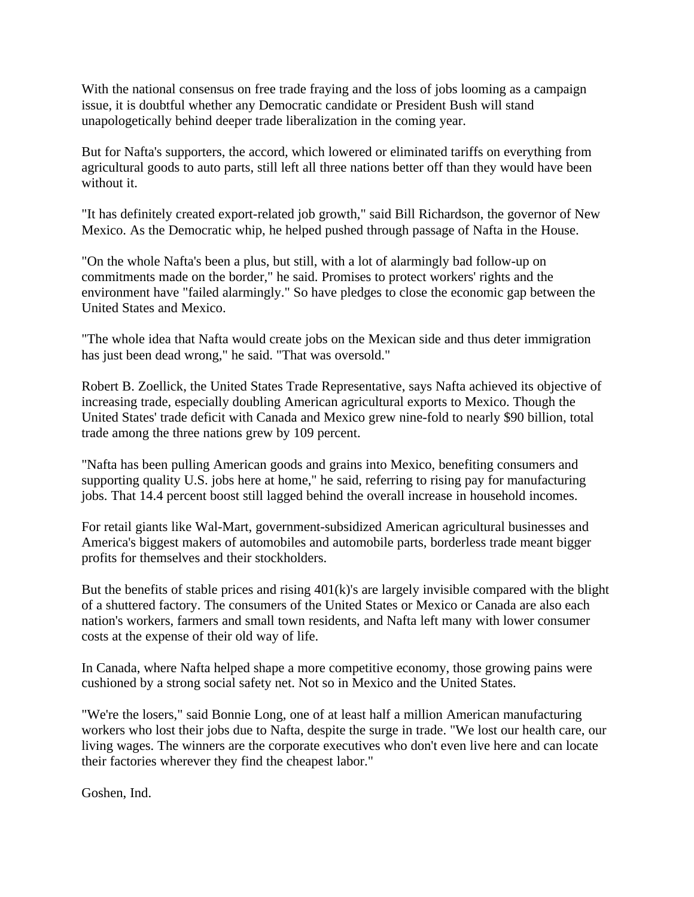With the national consensus on free trade fraying and the loss of jobs looming as a campaign issue, it is doubtful whether any Democratic candidate or President Bush will stand unapologetically behind deeper trade liberalization in the coming year.

But for Nafta's supporters, the accord, which lowered or eliminated tariffs on everything from agricultural goods to auto parts, still left all three nations better off than they would have been without it.

"It has definitely created export-related job growth," said Bill Richardson, the governor of New Mexico. As the Democratic whip, he helped pushed through passage of Nafta in the House.

"On the whole Nafta's been a plus, but still, with a lot of alarmingly bad follow-up on commitments made on the border," he said. Promises to protect workers' rights and the environment have "failed alarmingly." So have pledges to close the economic gap between the United States and Mexico.

"The whole idea that Nafta would create jobs on the Mexican side and thus deter immigration has just been dead wrong," he said. "That was oversold."

Robert B. Zoellick, the United States Trade Representative, says Nafta achieved its objective of increasing trade, especially doubling American agricultural exports to Mexico. Though the United States' trade deficit with Canada and Mexico grew nine-fold to nearly $90 billion, total trade among the three nations grew by 109 percent.

"Nafta has been pulling American goods and grains into Mexico, benefiting consumers and supporting quality U.S. jobs here at home," he said, referring to rising pay for manufacturing jobs. That 14.4 percent boost still lagged behind the overall increase in household incomes.

For retail giants like Wal-Mart, government-subsidized American agricultural businesses and America's biggest makers of automobiles and automobile parts, borderless trade meant bigger profits for themselves and their stockholders.

But the benefits of stable prices and rising 401(k)'s are largely invisible compared with the blight of a shuttered factory. The consumers of the United States or Mexico or Canada are also each nation's workers, farmers and small town residents, and Nafta left many with lower consumer costs at the expense of their old way of life.

In Canada, where Nafta helped shape a more competitive economy, those growing pains were cushioned by a strong social safety net. Not so in Mexico and the United States.

"We're the losers," said Bonnie Long, one of at least half a million American manufacturing workers who lost their jobs due to Nafta, despite the surge in trade. "We lost our health care, our living wages. The winners are the corporate executives who don't even live here and can locate their factories wherever they find the cheapest labor."

Goshen, Ind.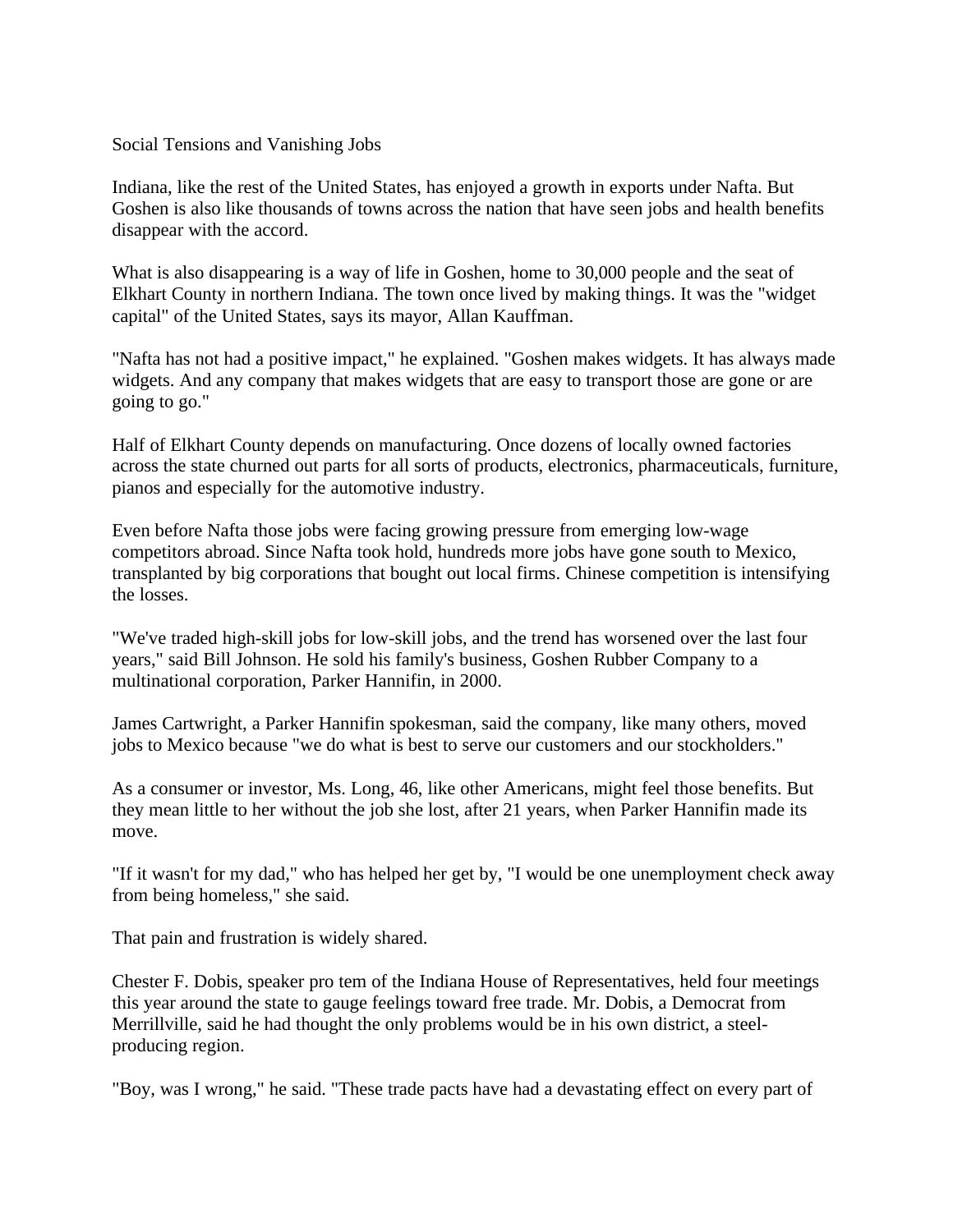## Social Tensions and Vanishing Jobs

Indiana, like the rest of the United States, has enjoyed a growth in exports under Nafta. But Goshen is also like thousands of towns across the nation that have seen jobs and health benefits disappear with the accord.

What is also disappearing is a way of life in Goshen, home to 30,000 people and the seat of Elkhart County in northern Indiana. The town once lived by making things. It was the "widget capital" of the United States, says its mayor, Allan Kauffman.

"Nafta has not had a positive impact," he explained. "Goshen makes widgets. It has always made widgets. And any company that makes widgets that are easy to transport those are gone or are going to go."

Half of Elkhart County depends on manufacturing. Once dozens of locally owned factories across the state churned out parts for all sorts of products, electronics, pharmaceuticals, furniture, pianos and especially for the automotive industry.

Even before Nafta those jobs were facing growing pressure from emerging low-wage competitors abroad. Since Nafta took hold, hundreds more jobs have gone south to Mexico, transplanted by big corporations that bought out local firms. Chinese competition is intensifying the losses.

"We've traded high-skill jobs for low-skill jobs, and the trend has worsened over the last four years," said Bill Johnson. He sold his family's business, Goshen Rubber Company to a multinational corporation, Parker Hannifin, in 2000.

James Cartwright, a Parker Hannifin spokesman, said the company, like many others, moved jobs to Mexico because "we do what is best to serve our customers and our stockholders."

As a consumer or investor, Ms. Long, 46, like other Americans, might feel those benefits. But they mean little to her without the job she lost, after 21 years, when Parker Hannifin made its move.

"If it wasn't for my dad," who has helped her get by, "I would be one unemployment check away from being homeless," she said.

That pain and frustration is widely shared.

Chester F. Dobis, speaker pro tem of the Indiana House of Representatives, held four meetings this year around the state to gauge feelings toward free trade. Mr. Dobis, a Democrat from Merrillville, said he had thought the only problems would be in his own district, a steel-producing region.

"Boy, was I wrong," he said. "These trade pacts have had a devastating effect on every part of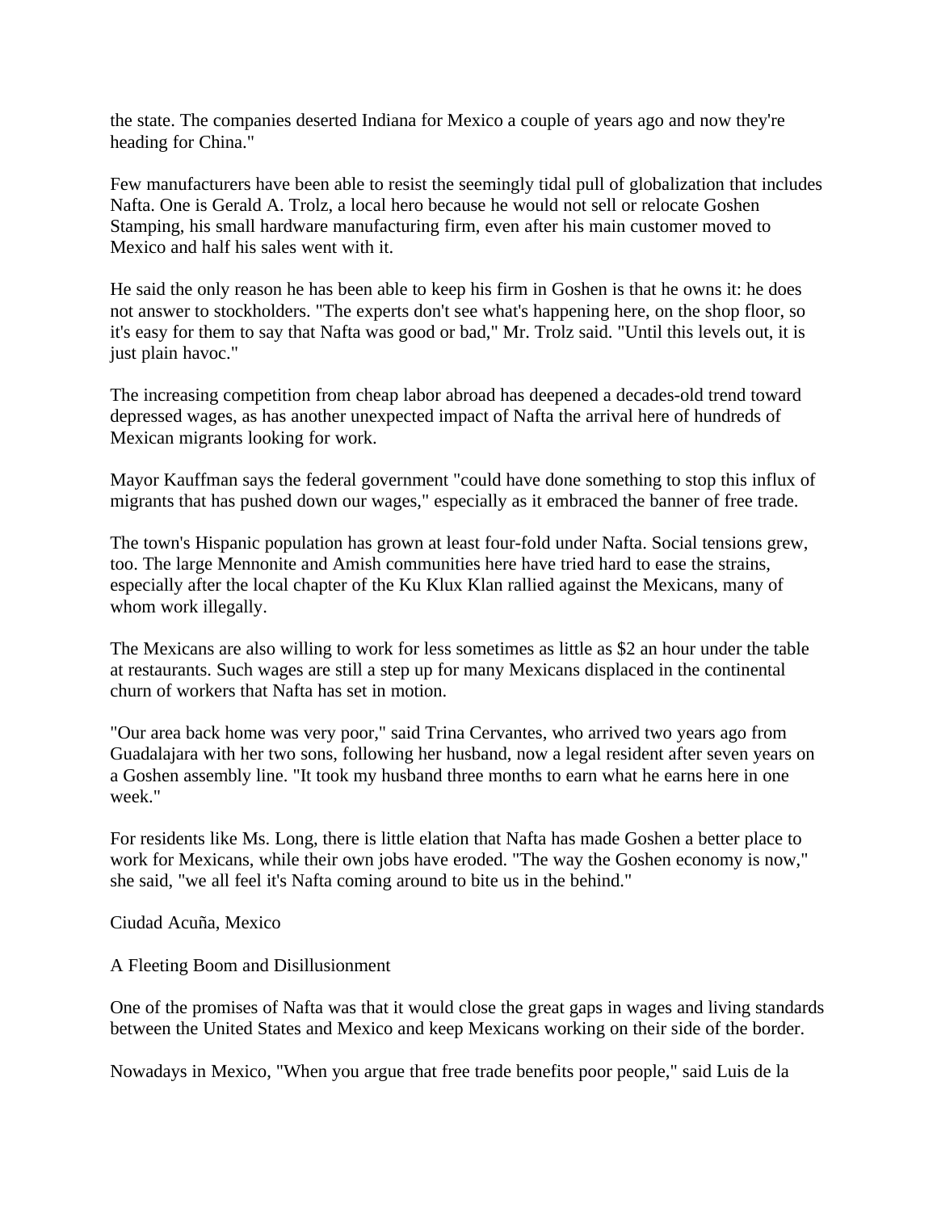the state. The companies deserted Indiana for Mexico a couple of years ago and now they're heading for China."

Few manufacturers have been able to resist the seemingly tidal pull of globalization that includes Nafta. One is Gerald A. Trolz, a local hero because he would not sell or relocate Goshen Stamping, his small hardware manufacturing firm, even after his main customer moved to Mexico and half his sales went with it.

He said the only reason he has been able to keep his firm in Goshen is that he owns it: he does not answer to stockholders. "The experts don't see what's happening here, on the shop floor, so it's easy for them to say that Nafta was good or bad," Mr. Trolz said. "Until this levels out, it is just plain havoc."

The increasing competition from cheap labor abroad has deepened a decades-old trend toward depressed wages, as has another unexpected impact of Nafta the arrival here of hundreds of Mexican migrants looking for work.

Mayor Kauffman says the federal government "could have done something to stop this influx of migrants that has pushed down our wages," especially as it embraced the banner of free trade.

The town's Hispanic population has grown at least four-fold under Nafta. Social tensions grew, too. The large Mennonite and Amish communities here have tried hard to ease the strains, especially after the local chapter of the Ku Klux Klan rallied against the Mexicans, many of whom work illegally.

The Mexicans are also willing to work for less sometimes as little as $2 an hour under the table at restaurants. Such wages are still a step up for many Mexicans displaced in the continental churn of workers that Nafta has set in motion.

"Our area back home was very poor," said Trina Cervantes, who arrived two years ago from Guadalajara with her two sons, following her husband, now a legal resident after seven years on a Goshen assembly line. "It took my husband three months to earn what he earns here in one week."

For residents like Ms. Long, there is little elation that Nafta has made Goshen a better place to work for Mexicans, while their own jobs have eroded. "The way the Goshen economy is now," she said, "we all feel it's Nafta coming around to bite us in the behind."

Ciudad Acuña, Mexico

A Fleeting Boom and Disillusionment

One of the promises of Nafta was that it would close the great gaps in wages and living standards between the United States and Mexico and keep Mexicans working on their side of the border.

Nowadays in Mexico, "When you argue that free trade benefits poor people," said Luis de la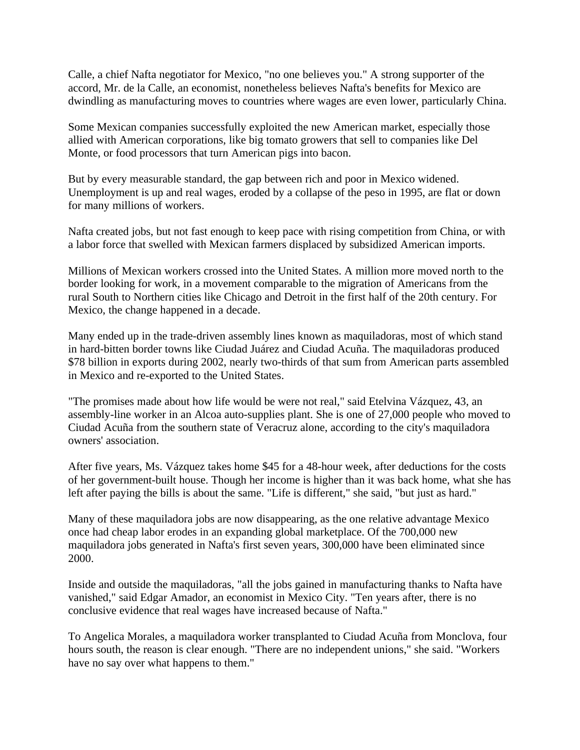Calle, a chief Nafta negotiator for Mexico, "no one believes you." A strong supporter of the accord, Mr. de la Calle, an economist, nonetheless believes Nafta's benefits for Mexico are dwindling as manufacturing moves to countries where wages are even lower, particularly China.

Some Mexican companies successfully exploited the new American market, especially those allied with American corporations, like big tomato growers that sell to companies like Del Monte, or food processors that turn American pigs into bacon.

But by every measurable standard, the gap between rich and poor in Mexico widened. Unemployment is up and real wages, eroded by a collapse of the peso in 1995, are flat or down for many millions of workers.

Nafta created jobs, but not fast enough to keep pace with rising competition from China, or with a labor force that swelled with Mexican farmers displaced by subsidized American imports.

Millions of Mexican workers crossed into the United States. A million more moved north to the border looking for work, in a movement comparable to the migration of Americans from the rural South to Northern cities like Chicago and Detroit in the first half of the 20th century. For Mexico, the change happened in a decade.

Many ended up in the trade-driven assembly lines known as maquiladoras, most of which stand in hard-bitten border towns like Ciudad Juárez and Ciudad Acuña. The maquiladoras produced $78 billion in exports during 2002, nearly two-thirds of that sum from American parts assembled in Mexico and re-exported to the United States.

"The promises made about how life would be were not real," said Etelvina Vázquez, 43, an assembly-line worker in an Alcoa auto-supplies plant. She is one of 27,000 people who moved to Ciudad Acuña from the southern state of Veracruz alone, according to the city's maquiladora owners' association.

After five years, Ms. Vázquez takes home $45 for a 48-hour week, after deductions for the costs of her government-built house. Though her income is higher than it was back home, what she has left after paying the bills is about the same. "Life is different," she said, "but just as hard."

Many of these maquiladora jobs are now disappearing, as the one relative advantage Mexico once had cheap labor erodes in an expanding global marketplace. Of the 700,000 new maquiladora jobs generated in Nafta's first seven years, 300,000 have been eliminated since 2000.

Inside and outside the maquiladoras, "all the jobs gained in manufacturing thanks to Nafta have vanished," said Edgar Amador, an economist in Mexico City. "Ten years after, there is no conclusive evidence that real wages have increased because of Nafta."

To Angelica Morales, a maquiladora worker transplanted to Ciudad Acuña from Monclova, four hours south, the reason is clear enough. "There are no independent unions," she said. "Workers have no say over what happens to them."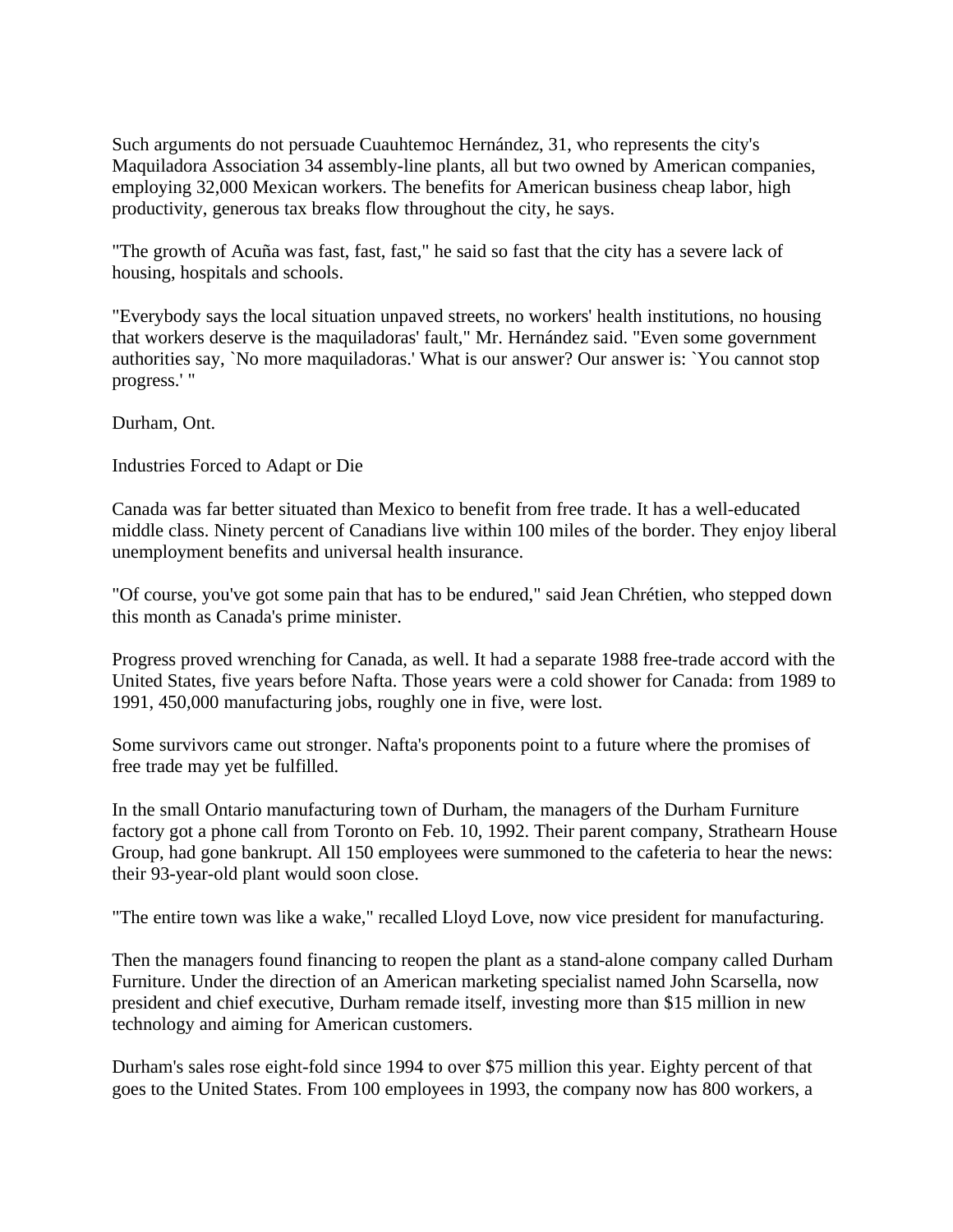Such arguments do not persuade Cuauhtemoc Hernández, 31, who represents the city's Maquiladora Association 34 assembly-line plants, all but two owned by American companies, employing 32,000 Mexican workers. The benefits for American business cheap labor, high productivity, generous tax breaks flow throughout the city, he says.

"The growth of Acuña was fast, fast, fast," he said so fast that the city has a severe lack of housing, hospitals and schools.

"Everybody says the local situation unpaved streets, no workers' health institutions, no housing that workers deserve is the maquiladoras' fault," Mr. Hernández said. "Even some government authorities say, `No more maquiladoras.' What is our answer? Our answer is: `You cannot stop progress.' "

Durham, Ont.

Industries Forced to Adapt or Die

Canada was far better situated than Mexico to benefit from free trade. It has a well-educated middle class. Ninety percent of Canadians live within 100 miles of the border. They enjoy liberal unemployment benefits and universal health insurance.

"Of course, you've got some pain that has to be endured," said Jean Chrétien, who stepped down this month as Canada's prime minister.

Progress proved wrenching for Canada, as well. It had a separate 1988 free-trade accord with the United States, five years before Nafta. Those years were a cold shower for Canada: from 1989 to 1991, 450,000 manufacturing jobs, roughly one in five, were lost.

Some survivors came out stronger. Nafta's proponents point to a future where the promises of free trade may yet be fulfilled.

In the small Ontario manufacturing town of Durham, the managers of the Durham Furniture factory got a phone call from Toronto on Feb. 10, 1992. Their parent company, Strathearn House Group, had gone bankrupt. All 150 employees were summoned to the cafeteria to hear the news: their 93-year-old plant would soon close.

"The entire town was like a wake," recalled Lloyd Love, now vice president for manufacturing.

Then the managers found financing to reopen the plant as a stand-alone company called Durham Furniture. Under the direction of an American marketing specialist named John Scarsella, now president and chief executive, Durham remade itself, investing more than $15 million in new technology and aiming for American customers.

Durham's sales rose eight-fold since 1994 to over $75 million this year. Eighty percent of that goes to the United States. From 100 employees in 1993, the company now has 800 workers, a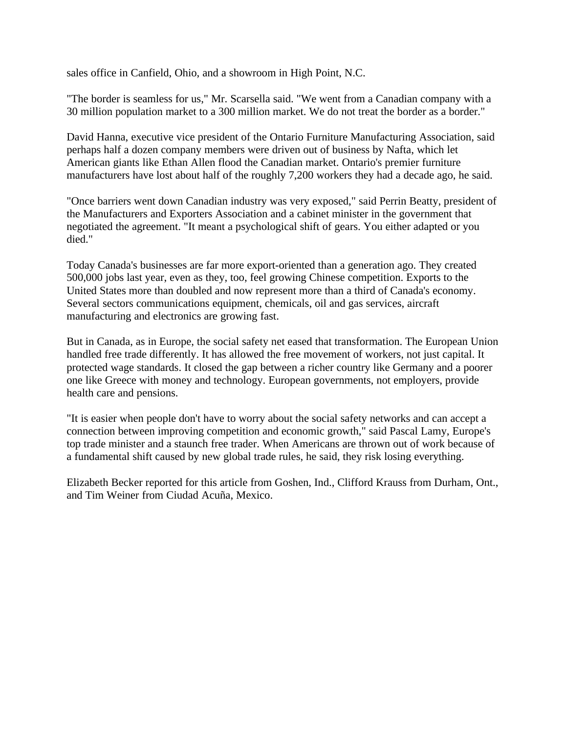sales office in Canfield, Ohio, and a showroom in High Point, N.C.

"The border is seamless for us," Mr. Scarsella said. "We went from a Canadian company with a 30 million population market to a 300 million market. We do not treat the border as a border."

David Hanna, executive vice president of the Ontario Furniture Manufacturing Association, said perhaps half a dozen company members were driven out of business by Nafta, which let American giants like Ethan Allen flood the Canadian market. Ontario's premier furniture manufacturers have lost about half of the roughly 7,200 workers they had a decade ago, he said.

"Once barriers went down Canadian industry was very exposed," said Perrin Beatty, president of the Manufacturers and Exporters Association and a cabinet minister in the government that negotiated the agreement. "It meant a psychological shift of gears. You either adapted or you died."

Today Canada's businesses are far more export-oriented than a generation ago. They created 500,000 jobs last year, even as they, too, feel growing Chinese competition. Exports to the United States more than doubled and now represent more than a third of Canada's economy. Several sectors communications equipment, chemicals, oil and gas services, aircraft manufacturing and electronics are growing fast.

But in Canada, as in Europe, the social safety net eased that transformation. The European Union handled free trade differently. It has allowed the free movement of workers, not just capital. It protected wage standards. It closed the gap between a richer country like Germany and a poorer one like Greece with money and technology. European governments, not employers, provide health care and pensions.

"It is easier when people don't have to worry about the social safety networks and can accept a connection between improving competition and economic growth," said Pascal Lamy, Europe's top trade minister and a staunch free trader. When Americans are thrown out of work because of a fundamental shift caused by new global trade rules, he said, they risk losing everything.

Elizabeth Becker reported for this article from Goshen, Ind., Clifford Krauss from Durham, Ont., and Tim Weiner from Ciudad Acuña, Mexico.